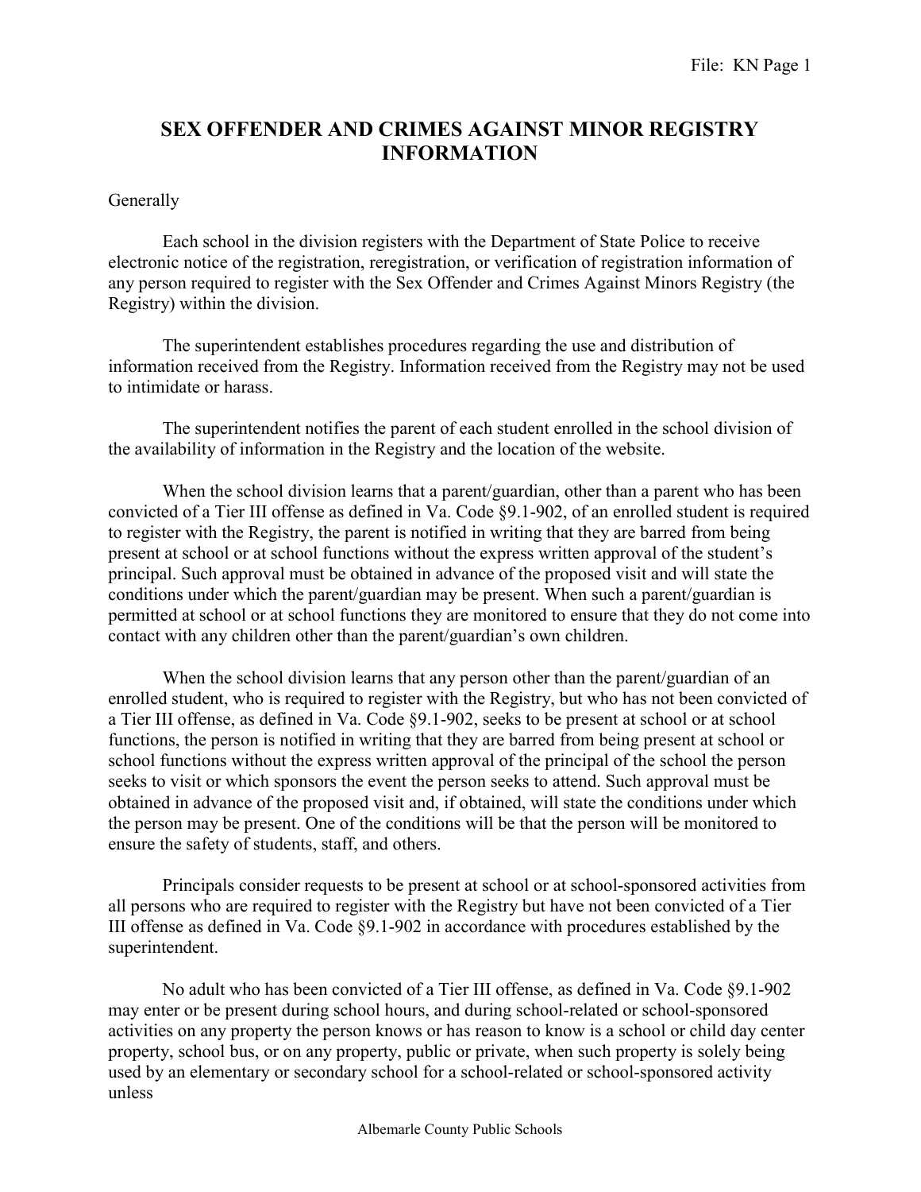# SEX OFFENDER AND CRIMES AGAINST MINOR REGISTRY INFORMATION

Generally

Each school in the division registers with the Department of State Police to receive electronic notice of the registration, reregistration, or verification of registration information of any person required to register with the Sex Offender and Crimes Against Minors Registry (the Registry) within the division.

The superintendent establishes procedures regarding the use and distribution of information received from the Registry. Information received from the Registry may not be used to intimidate or harass.

The superintendent notifies the parent of each student enrolled in the school division of the availability of information in the Registry and the location of the website.

When the school division learns that a parent/guardian, other than a parent who has been convicted of a Tier III offense as defined in Va. Code §9.1-902, of an enrolled student is required to register with the Registry, the parent is notified in writing that they are barred from being present at school or at school functions without the express written approval of the student's principal. Such approval must be obtained in advance of the proposed visit and will state the conditions under which the parent/guardian may be present. When such a parent/guardian is permitted at school or at school functions they are monitored to ensure that they do not come into contact with any children other than the parent/guardian's own children.

When the school division learns that any person other than the parent/guardian of an enrolled student, who is required to register with the Registry, but who has not been convicted of a Tier III offense, as defined in Va. Code §9.1-902, seeks to be present at school or at school functions, the person is notified in writing that they are barred from being present at school or school functions without the express written approval of the principal of the school the person seeks to visit or which sponsors the event the person seeks to attend. Such approval must be obtained in advance of the proposed visit and, if obtained, will state the conditions under which the person may be present. One of the conditions will be that the person will be monitored to ensure the safety of students, staff, and others.

Principals consider requests to be present at school or at school-sponsored activities from all persons who are required to register with the Registry but have not been convicted of a Tier III offense as defined in Va. Code §9.1-902 in accordance with procedures established by the superintendent.

No adult who has been convicted of a Tier III offense, as defined in Va. Code §9.1-902 may enter or be present during school hours, and during school-related or school-sponsored activities on any property the person knows or has reason to know is a school or child day center property, school bus, or on any property, public or private, when such property is solely being used by an elementary or secondary school for a school-related or school-sponsored activity unless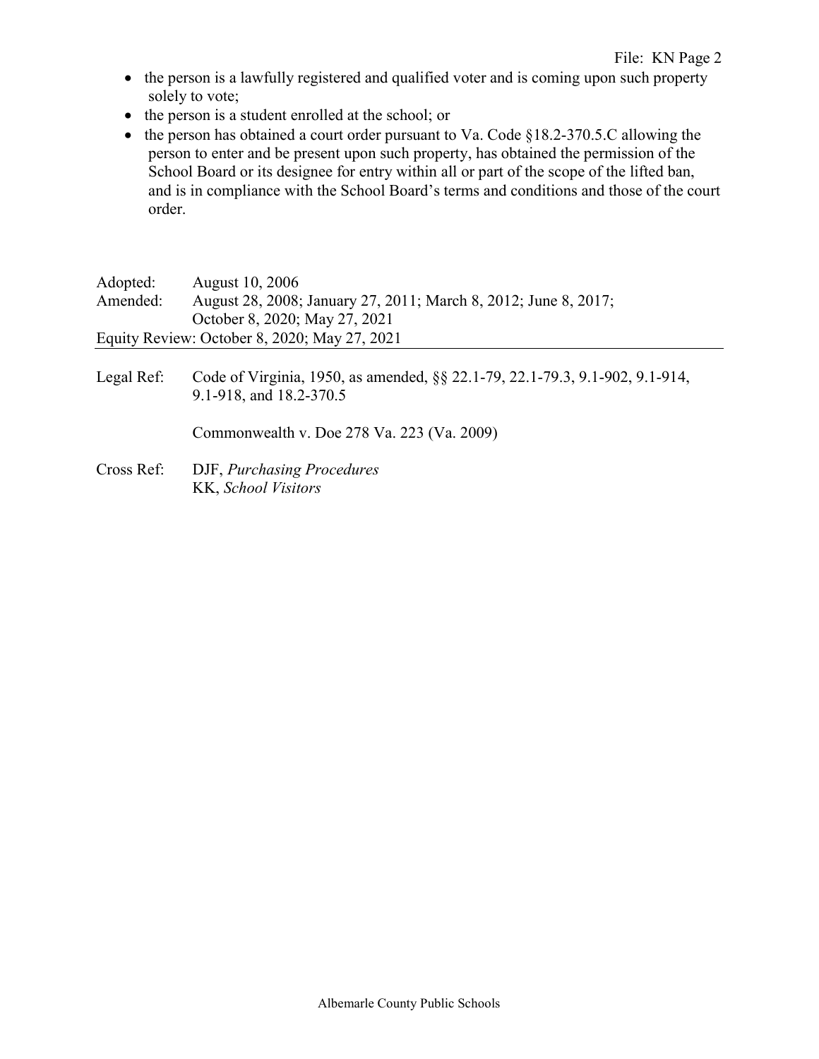- the person is a lawfully registered and qualified voter and is coming upon such property solely to vote;
- the person is a student enrolled at the school; or
- the person has obtained a court order pursuant to Va. Code §18.2-370.5.C allowing the person to enter and be present upon such property, has obtained the permission of the School Board or its designee for entry within all or part of the scope of the lifted ban, and is in compliance with the School Board's terms and conditions and those of the court order.

Adopted: August 10, 2006
Amended: August 28, 2008; January 27, 2011; March 8, 2012; June 8, 2017; October 8, 2020; May 27, 2021
Equity Review: October 8, 2020; May 27, 2021

---

Legal Ref: Code of Virginia, 1950, as amended, §§ 22.1-79, 22.1-79.3, 9.1-902, 9.1-914, 9.1-918, and 18.2-370.5

Commonwealth v. Doe 278 Va. 223 (Va. 2009)

Cross Ref: DJF, *Purchasing Procedures*
KK, *School Visitors*